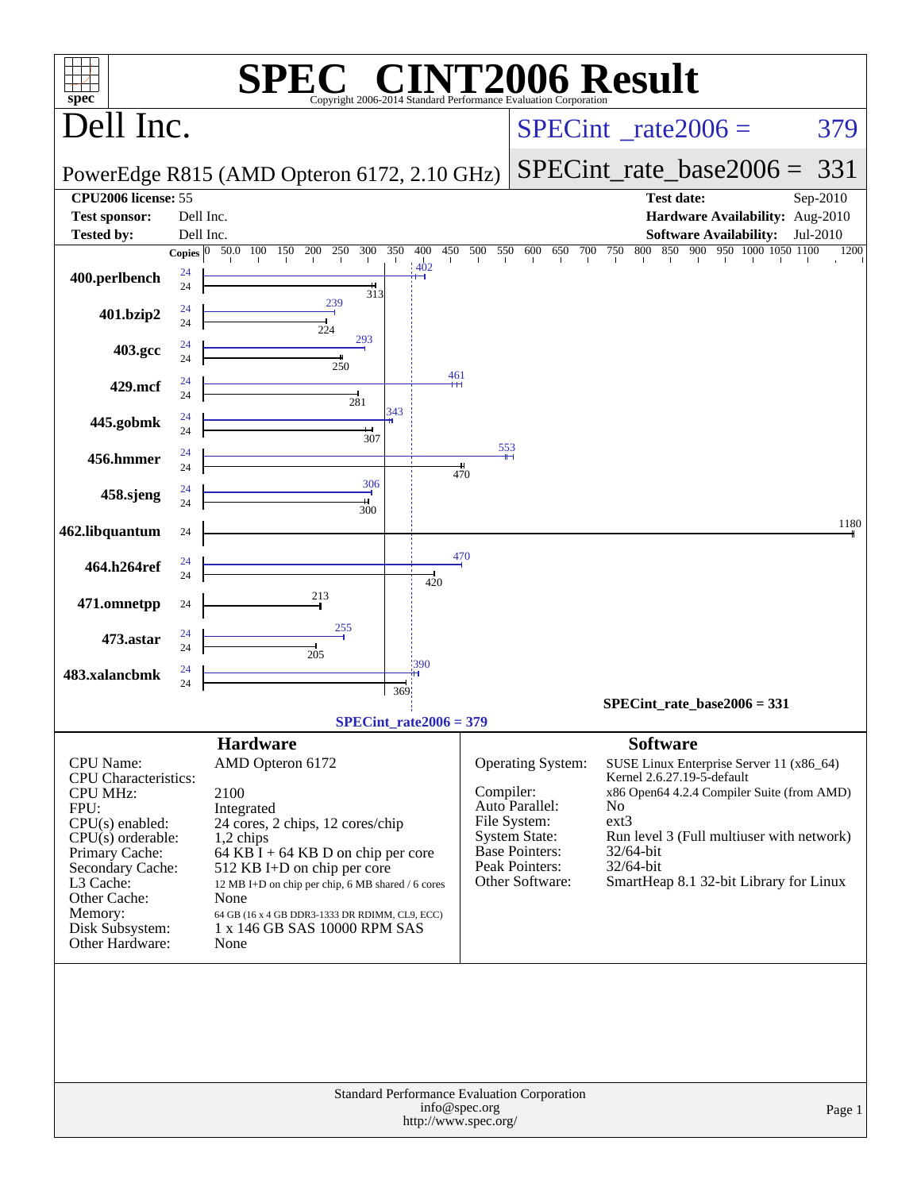# SPEC® CINT2006 Result

Copyright 2006-2014 Standard Performance Evaluation Corporation

## Dell Inc.

PowerEdge R815 (AMD Opteron 6172, 2.10 GHz)

SPECint_rate2006 = 379

SPECint_rate_base2006 = 331

| | | | |
|---|---|---|---|
| **CPU2006 license:** | 55 | **Test date:** | Sep-2010 |
| **Test sponsor:** | Dell Inc. | **Hardware Availability:** | Aug-2010 |
| **Tested by:** | Dell Inc. | **Software Availability:** | Jul-2010 |

| Benchmark | Copies (peak) | Copies (base) | Peak | Base |
|---|---|---|---|---|
| 400.perlbench | 24 | 24 | 402 | 313 |
| 401.bzip2 | 24 | 24 | 239 | 224 |
| 403.gcc | 24 | 24 | 293 | 250 |
| 429.mcf | 24 | 24 | 461 | 281 |
| 445.gobmk | 24 | 24 | 343 | 307 |
| 456.hmmer | 24 | 24 | 553 | 470 |
| 458.sjeng | 24 | 24 | 306 | 300 |
| 462.libquantum | | 24 | | 1180 |
| 464.h264ref | 24 | 24 | 470 | 420 |
| 471.omnetpp | | 24 | | 213 |
| 473.astar | 24 | 24 | 255 | 205 |
| 483.xalancbmk | 24 | 24 | 390 | 369 |

SPECint_rate_base2006 = 331

SPECint_rate2006 = 379

### Hardware

| | |
|---|---|
| CPU Name: | AMD Opteron 6172 |
| CPU Characteristics: | |
| CPU MHz: | 2100 |
| FPU: | Integrated |
| CPU(s) enabled: | 24 cores, 2 chips, 12 cores/chip |
| CPU(s) orderable: | 1,2 chips |
| Primary Cache: | 64 KB I + 64 KB D on chip per core |
| Secondary Cache: | 512 KB I+D on chip per core |
| L3 Cache: | 12 MB I+D on chip per chip, 6 MB shared / 6 cores |
| Other Cache: | None |
| Memory: | 64 GB (16 x 4 GB DDR3-1333 DR RDIMM, CL9, ECC) |
| Disk Subsystem: | 1 x 146 GB SAS 10000 RPM SAS |
| Other Hardware: | None |

### Software

| | |
|---|---|
| Operating System: | SUSE Linux Enterprise Server 11 (x86_64) Kernel 2.6.27.19-5-default |
| Compiler: | x86 Open64 4.2.4 Compiler Suite (from AMD) |
| Auto Parallel: | No |
| File System: | ext3 |
| System State: | Run level 3 (Full multiuser with network) |
| Base Pointers: | 32/64-bit |
| Peak Pointers: | 32/64-bit |
| Other Software: | SmartHeap 8.1 32-bit Library for Linux |

Standard Performance Evaluation Corporation
info@spec.org
http://www.spec.org/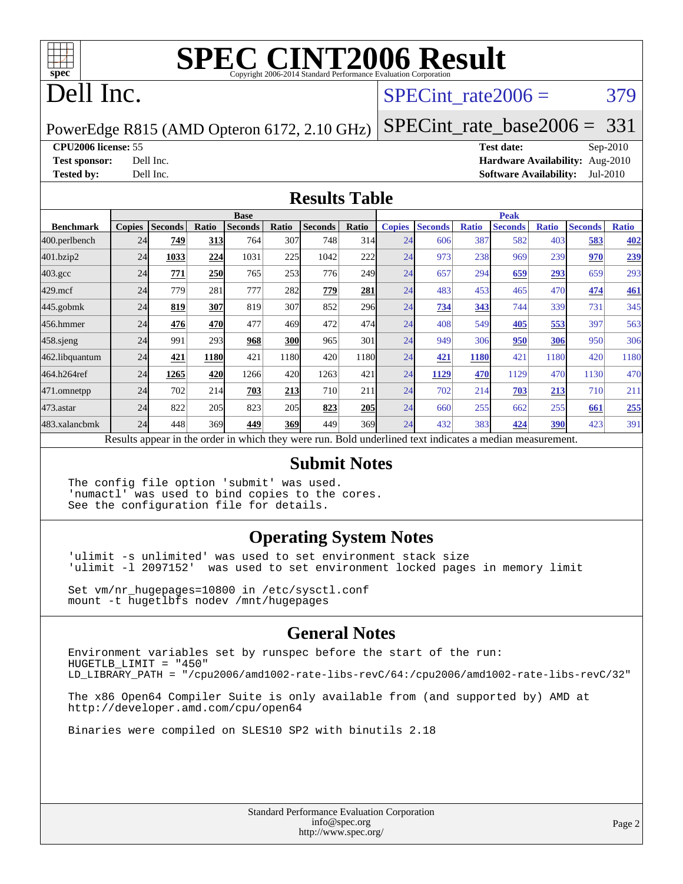# SPEC CINT2006 Result

Copyright 2006-2014 Standard Performance Evaluation Corporation

## Dell Inc.

PowerEdge R815 (AMD Opteron 6172, 2.10 GHz)

SPECint_rate2006 = 379

SPECint_rate_base2006 = 331

**CPU2006 license:** 55
**Test sponsor:** Dell Inc.
**Tested by:** Dell Inc.

**Test date:** Sep-2010
**Hardware Availability:** Aug-2010
**Software Availability:** Jul-2010

## Results Table

| Benchmark | Base | | | | | | | Peak | | | | | | |
|---|---|---|---|---|---|---|---|---|---|---|---|---|---|---|
| | Copies | Seconds | Ratio | Seconds | Ratio | Seconds | Ratio | Copies | Seconds | Ratio | Seconds | Ratio | Seconds | Ratio |
| 400.perlbench | 24 | **749** | **313** | 764 | 307 | 748 | 314 | 24 | 606 | 387 | 582 | 403 | **583** | **402** |
| 401.bzip2 | 24 | **1033** | **224** | 1031 | 225 | 1042 | 222 | 24 | 973 | 238 | 969 | 239 | **970** | **239** |
| 403.gcc | 24 | **771** | **250** | 765 | 253 | 776 | 249 | 24 | 657 | 294 | **659** | **293** | 659 | 293 |
| 429.mcf | 24 | 779 | 281 | 777 | 282 | **779** | **281** | 24 | 483 | 453 | 465 | 470 | **474** | **461** |
| 445.gobmk | 24 | **819** | **307** | 819 | 307 | 852 | 296 | 24 | **734** | **343** | 744 | 339 | 731 | 345 |
| 456.hmmer | 24 | **476** | **470** | 477 | 469 | 472 | 474 | 24 | 408 | 549 | **405** | **553** | 397 | 563 |
| 458.sjeng | 24 | 991 | 293 | **968** | **300** | 965 | 301 | 24 | 949 | 306 | **950** | **306** | 950 | 306 |
| 462.libquantum | 24 | **421** | **1180** | 421 | 1180 | 420 | 1180 | 24 | **421** | **1180** | 421 | 1180 | 420 | 1180 |
| 464.h264ref | 24 | **1265** | **420** | 1266 | 420 | 1263 | 421 | 24 | **1129** | **470** | 1129 | 470 | 1130 | 470 |
| 471.omnetpp | 24 | 702 | 214 | **703** | **213** | 710 | 211 | 24 | 702 | 214 | **703** | **213** | 710 | 211 |
| 473.astar | 24 | 822 | 205 | 823 | 205 | **823** | **205** | 24 | 660 | 255 | 662 | 255 | **661** | **255** |
| 483.xalancbmk | 24 | 448 | 369 | **449** | **369** | 449 | 369 | 24 | 432 | 383 | **424** | **390** | 423 | 391 |

Results appear in the order in which they were run. Bold underlined text indicates a median measurement.

## Submit Notes

```
The config file option 'submit' was used.
'numactl' was used to bind copies to the cores.
See the configuration file for details.
```

## Operating System Notes

```
'ulimit -s unlimited' was used to set environment stack size
'ulimit -l 2097152'  was used to set environment locked pages in memory limit

Set vm/nr_hugepages=10800 in /etc/sysctl.conf
mount -t hugetlbfs nodev /mnt/hugepages
```

## General Notes

```
Environment variables set by runspec before the start of the run:
HUGETLB_LIMIT = "450"
LD_LIBRARY_PATH = "/cpu2006/amd1002-rate-libs-revC/64:/cpu2006/amd1002-rate-libs-revC/32"

The x86 Open64 Compiler Suite is only available from (and supported by) AMD at
http://developer.amd.com/cpu/open64

Binaries were compiled on SLES10 SP2 with binutils 2.18
```

Standard Performance Evaluation Corporation
info@spec.org
http://www.spec.org/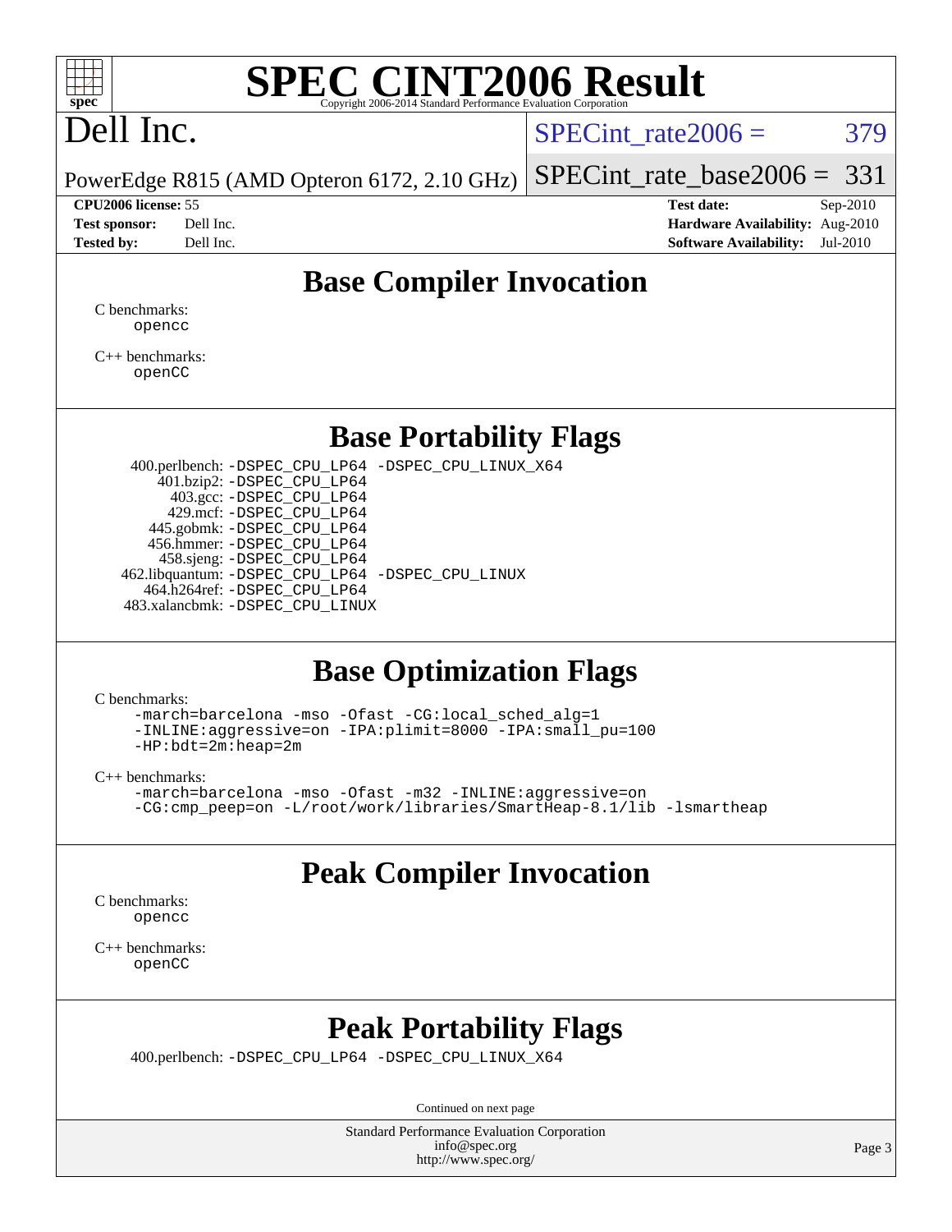# SPEC CINT2006 Result

Copyright 2006-2014 Standard Performance Evaluation Corporation

# Dell Inc.

PowerEdge R815 (AMD Opteron 6172, 2.10 GHz)

SPECint_rate2006 = 379

SPECint_rate_base2006 = 331

**CPU2006 license:** 55
**Test sponsor:** Dell Inc.
**Tested by:** Dell Inc.

**Test date:** Sep-2010
**Hardware Availability:** Aug-2010
**Software Availability:** Jul-2010

## Base Compiler Invocation

C benchmarks:
```
opencc
```

C++ benchmarks:
```
openCC
```

## Base Portability Flags

```
400.perlbench: -DSPEC_CPU_LP64 -DSPEC_CPU_LINUX_X64
    401.bzip2: -DSPEC_CPU_LP64
      403.gcc: -DSPEC_CPU_LP64
      429.mcf: -DSPEC_CPU_LP64
   445.gobmk: -DSPEC_CPU_LP64
   456.hmmer: -DSPEC_CPU_LP64
   458.sjeng: -DSPEC_CPU_LP64
462.libquantum: -DSPEC_CPU_LP64 -DSPEC_CPU_LINUX
 464.h264ref: -DSPEC_CPU_LP64
483.xalancbmk: -DSPEC_CPU_LINUX
```

## Base Optimization Flags

C benchmarks:
```
-march=barcelona -mso -Ofast -CG:local_sched_alg=1
-INLINE:aggressive=on -IPA:plimit=8000 -IPA:small_pu=100
-HP:bdt=2m:heap=2m
```

C++ benchmarks:
```
-march=barcelona -mso -Ofast -m32 -INLINE:aggressive=on
-CG:cmp_peep=on -L/root/work/libraries/SmartHeap-8.1/lib -lsmartheap
```

## Peak Compiler Invocation

C benchmarks:
```
opencc
```

C++ benchmarks:
```
openCC
```

## Peak Portability Flags

```
400.perlbench: -DSPEC_CPU_LP64 -DSPEC_CPU_LINUX_X64
```

Continued on next page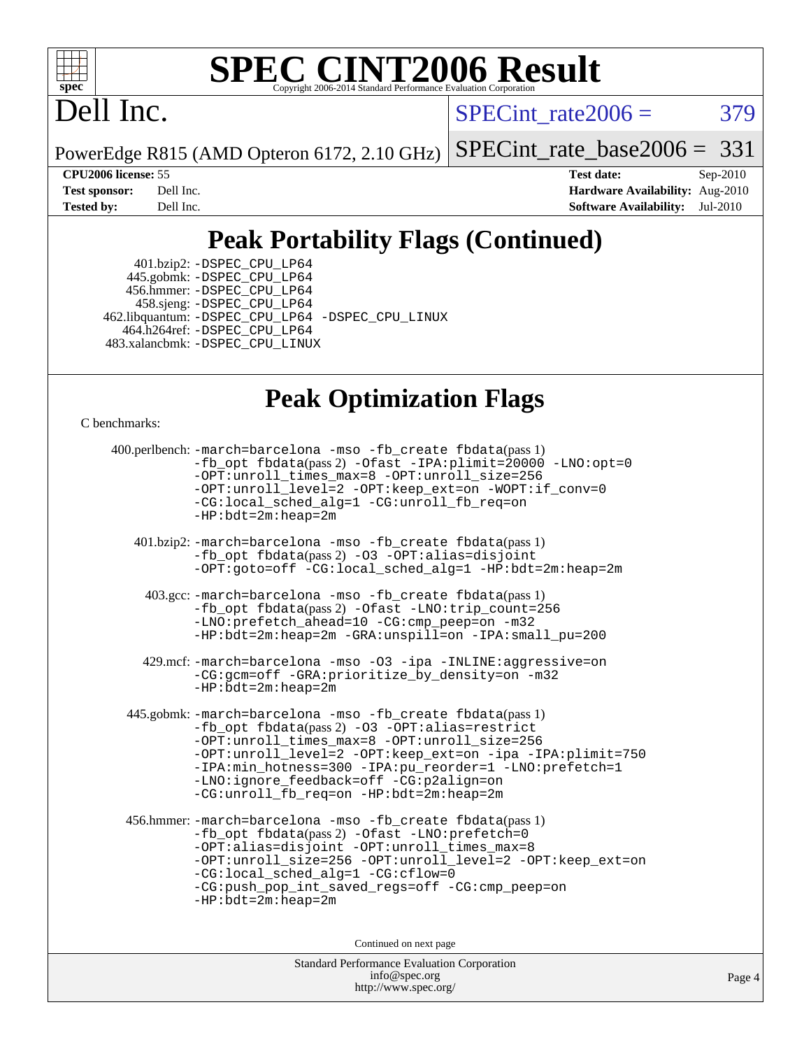## Peak Portability Flags (Continued)

401.bzip2: -DSPEC_CPU_LP64
445.gobmk: -DSPEC_CPU_LP64
456.hmmer: -DSPEC_CPU_LP64
458.sjeng: -DSPEC_CPU_LP64
462.libquantum: -DSPEC_CPU_LP64 -DSPEC_CPU_LINUX
464.h264ref: -DSPEC_CPU_LP64
483.xalancbmk: -DSPEC_CPU_LINUX

## Peak Optimization Flags

C benchmarks:

400.perlbench: -march=barcelona -mso -fb_create fbdata(pass 1) -fb_opt fbdata(pass 2) -Ofast -IPA:plimit=20000 -LNO:opt=0 -OPT:unroll_times_max=8 -OPT:unroll_size=256 -OPT:unroll_level=2 -OPT:keep_ext=on -WOPT:if_conv=0 -CG:local_sched_alg=1 -CG:unroll_fb_req=on -HP:bdt=2m:heap=2m

401.bzip2: -march=barcelona -mso -fb_create fbdata(pass 1) -fb_opt fbdata(pass 2) -O3 -OPT:alias=disjoint -OPT:goto=off -CG:local_sched_alg=1 -HP:bdt=2m:heap=2m

403.gcc: -march=barcelona -mso -fb_create fbdata(pass 1) -fb_opt fbdata(pass 2) -Ofast -LNO:trip_count=256 -LNO:prefetch_ahead=10 -CG:cmp_peep=on -m32 -HP:bdt=2m:heap=2m -GRA:unspill=on -IPA:small_pu=200

429.mcf: -march=barcelona -mso -O3 -ipa -INLINE:aggressive=on -CG:gcm=off -GRA:prioritize_by_density=on -m32 -HP:bdt=2m:heap=2m

445.gobmk: -march=barcelona -mso -fb_create fbdata(pass 1) -fb_opt fbdata(pass 2) -O3 -OPT:alias=restrict -OPT:unroll_times_max=8 -OPT:unroll_size=256 -OPT:unroll_level=2 -OPT:keep_ext=on -ipa -IPA:plimit=750 -IPA:min_hotness=300 -IPA:pu_reorder=1 -LNO:prefetch=1 -LNO:ignore_feedback=off -CG:p2align=on -CG:unroll_fb_req=on -HP:bdt=2m:heap=2m

456.hmmer: -march=barcelona -mso -fb_create fbdata(pass 1) -fb_opt fbdata(pass 2) -Ofast -LNO:prefetch=0 -OPT:alias=disjoint -OPT:unroll_times_max=8 -OPT:unroll_size=256 -OPT:unroll_level=2 -OPT:keep_ext=on -CG:local_sched_alg=1 -CG:cflow=0 -CG:push_pop_int_saved_regs=off -CG:cmp_peep=on -HP:bdt=2m:heap=2m

Continued on next page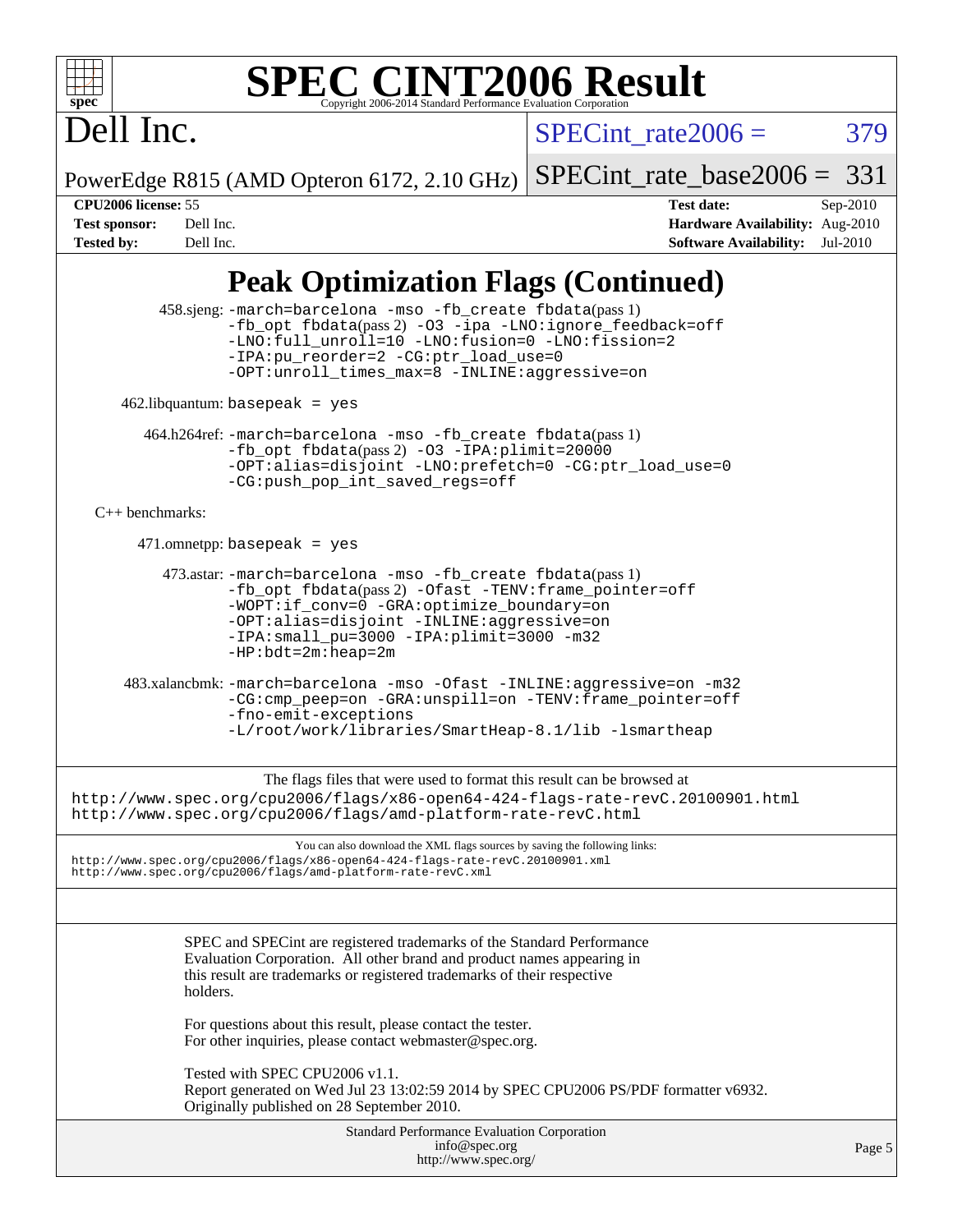# Peak Optimization Flags (Continued)

458.sjeng: -march=barcelona -mso -fb_create fbdata(pass 1) -fb_opt fbdata(pass 2) -O3 -ipa -LNO:ignore_feedback=off -LNO:full_unroll=10 -LNO:fusion=0 -LNO:fission=2 -IPA:pu_reorder=2 -CG:ptr_load_use=0 -OPT:unroll_times_max=8 -INLINE:aggressive=on

462.libquantum: basepeak = yes

464.h264ref: -march=barcelona -mso -fb_create fbdata(pass 1) -fb_opt fbdata(pass 2) -O3 -IPA:plimit=20000 -OPT:alias=disjoint -LNO:prefetch=0 -CG:ptr_load_use=0 -CG:push_pop_int_saved_regs=off

C++ benchmarks:

471.omnetpp: basepeak = yes

473.astar: -march=barcelona -mso -fb_create fbdata(pass 1) -fb_opt fbdata(pass 2) -Ofast -TENV:frame_pointer=off -WOPT:if_conv=0 -GRA:optimize_boundary=on -OPT:alias=disjoint -INLINE:aggressive=on -IPA:small_pu=3000 -IPA:plimit=3000 -m32 -HP:bdt=2m:heap=2m

483.xalancbmk: -march=barcelona -mso -Ofast -INLINE:aggressive=on -m32 -CG:cmp_peep=on -GRA:unspill=on -TENV:frame_pointer=off -fno-emit-exceptions -L/root/work/libraries/SmartHeap-8.1/lib -lsmartheap

The flags files that were used to format this result can be browsed at
http://www.spec.org/cpu2006/flags/x86-open64-424-flags-rate-revC.20100901.html
http://www.spec.org/cpu2006/flags/amd-platform-rate-revC.html

You can also download the XML flags sources by saving the following links:
http://www.spec.org/cpu2006/flags/x86-open64-424-flags-rate-revC.20100901.xml
http://www.spec.org/cpu2006/flags/amd-platform-rate-revC.xml

SPEC and SPECint are registered trademarks of the Standard Performance Evaluation Corporation. All other brand and product names appearing in this result are trademarks or registered trademarks of their respective holders.

For questions about this result, please contact the tester.
For other inquiries, please contact webmaster@spec.org.

Tested with SPEC CPU2006 v1.1.
Report generated on Wed Jul 23 13:02:59 2014 by SPEC CPU2006 PS/PDF formatter v6932.
Originally published on 28 September 2010.